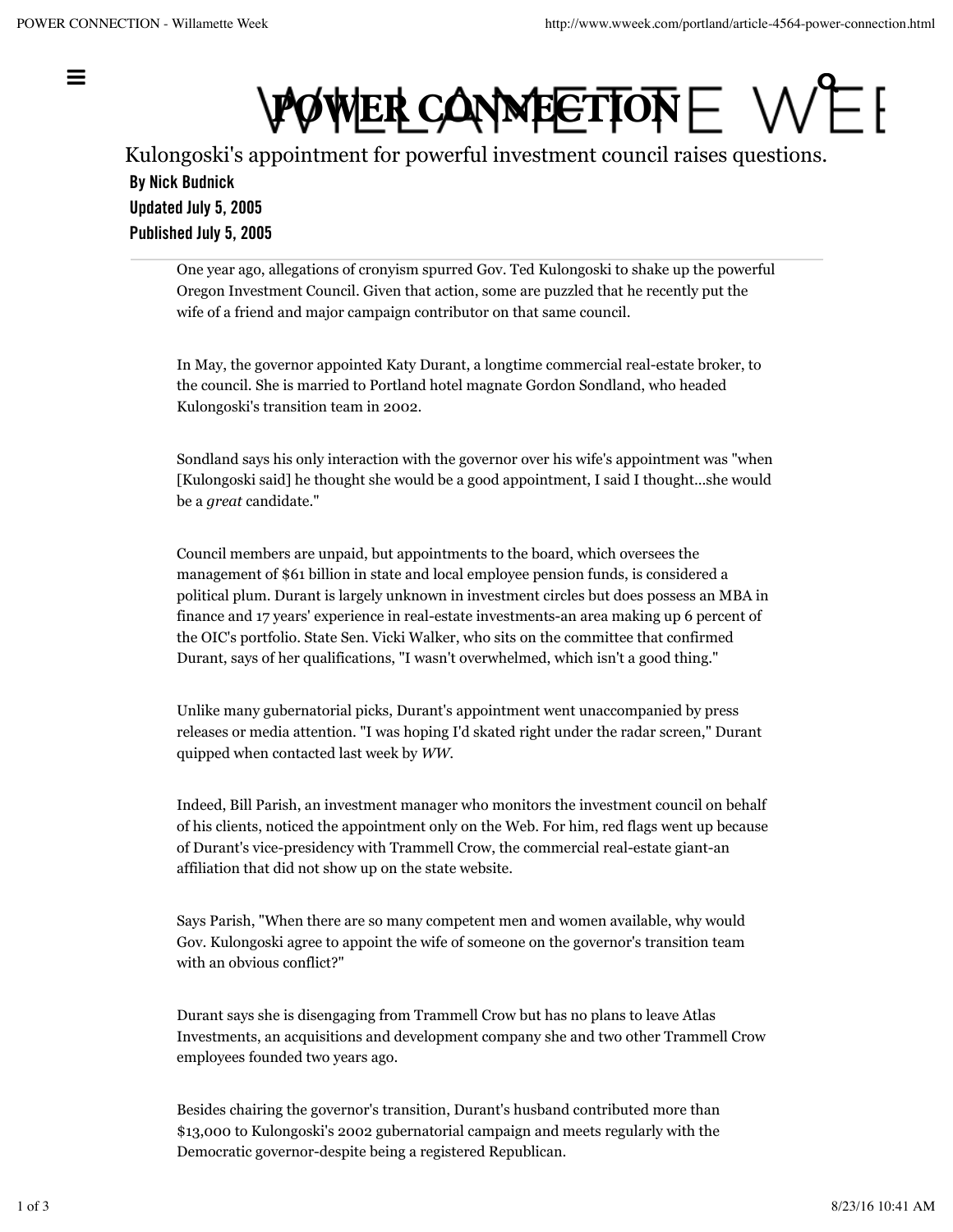# POWER CONNECTION

Kulongoski's appointment for powerful investment council raises questions.

**By Nick Budnick**
**Updated July 5, 2005**
**Published July 5, 2005**

One year ago, allegations of cronyism spurred Gov. Ted Kulongoski to shake up the powerful Oregon Investment Council. Given that action, some are puzzled that he recently put the wife of a friend and major campaign contributor on that same council.

In May, the governor appointed Katy Durant, a longtime commercial real-estate broker, to the council. She is married to Portland hotel magnate Gordon Sondland, who headed Kulongoski's transition team in 2002.

Sondland says his only interaction with the governor over his wife's appointment was "when [Kulongoski said] he thought she would be a good appointment, I said I thought...she would be a *great* candidate."

Council members are unpaid, but appointments to the board, which oversees the management of $61 billion in state and local employee pension funds, is considered a political plum. Durant is largely unknown in investment circles but does possess an MBA in finance and 17 years' experience in real-estate investments-an area making up 6 percent of the OIC's portfolio. State Sen. Vicki Walker, who sits on the committee that confirmed Durant, says of her qualifications, "I wasn't overwhelmed, which isn't a good thing."

Unlike many gubernatorial picks, Durant's appointment went unaccompanied by press releases or media attention. "I was hoping I'd skated right under the radar screen," Durant quipped when contacted last week by *WW*.

Indeed, Bill Parish, an investment manager who monitors the investment council on behalf of his clients, noticed the appointment only on the Web. For him, red flags went up because of Durant's vice-presidency with Trammell Crow, the commercial real-estate giant-an affiliation that did not show up on the state website.

Says Parish, "When there are so many competent men and women available, why would Gov. Kulongoski agree to appoint the wife of someone on the governor's transition team with an obvious conflict?"

Durant says she is disengaging from Trammell Crow but has no plans to leave Atlas Investments, an acquisitions and development company she and two other Trammell Crow employees founded two years ago.

Besides chairing the governor's transition, Durant's husband contributed more than $13,000 to Kulongoski's 2002 gubernatorial campaign and meets regularly with the Democratic governor-despite being a registered Republican.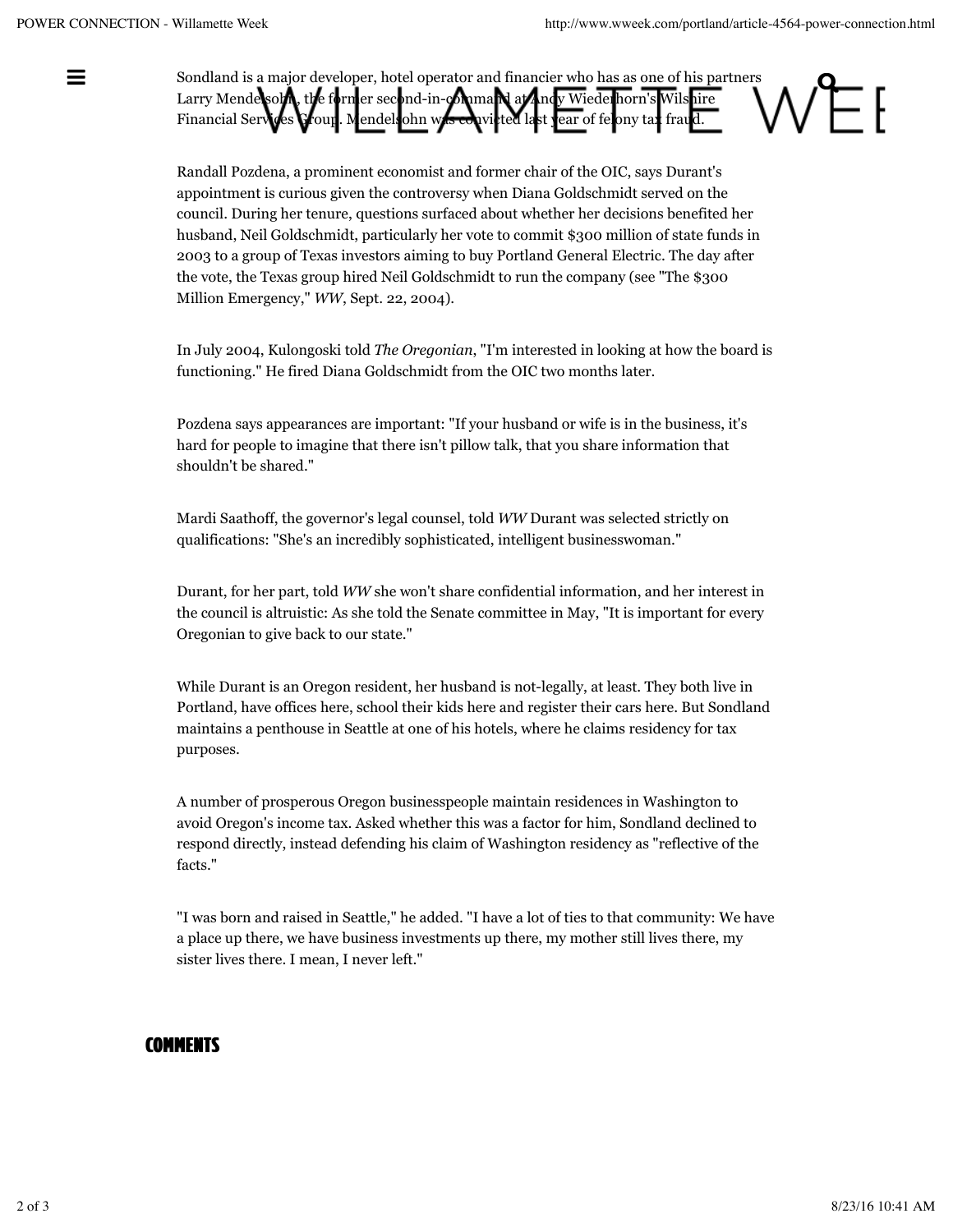Sondland is a major developer, hotel operator and financier who has as one of his partners Larry Mendelsohn, the former second-in-command at Andy Wiederhorn's Wilshire Financial Services Group. Mendelsohn was convicted last year of felony tax fraud.

Randall Pozdena, a prominent economist and former chair of the OIC, says Durant's appointment is curious given the controversy when Diana Goldschmidt served on the council. During her tenure, questions surfaced about whether her decisions benefited her husband, Neil Goldschmidt, particularly her vote to commit $300 million of state funds in 2003 to a group of Texas investors aiming to buy Portland General Electric. The day after the vote, the Texas group hired Neil Goldschmidt to run the company (see "The $300 Million Emergency," *WW*, Sept. 22, 2004).

In July 2004, Kulongoski told *The Oregonian*, "I'm interested in looking at how the board is functioning." He fired Diana Goldschmidt from the OIC two months later.

Pozdena says appearances are important: "If your husband or wife is in the business, it's hard for people to imagine that there isn't pillow talk, that you share information that shouldn't be shared."

Mardi Saathoff, the governor's legal counsel, told *WW* Durant was selected strictly on qualifications: "She's an incredibly sophisticated, intelligent businesswoman."

Durant, for her part, told *WW* she won't share confidential information, and her interest in the council is altruistic: As she told the Senate committee in May, "It is important for every Oregonian to give back to our state."

While Durant is an Oregon resident, her husband is not-legally, at least. They both live in Portland, have offices here, school their kids here and register their cars here. But Sondland maintains a penthouse in Seattle at one of his hotels, where he claims residency for tax purposes.

A number of prosperous Oregon businesspeople maintain residences in Washington to avoid Oregon's income tax. Asked whether this was a factor for him, Sondland declined to respond directly, instead defending his claim of Washington residency as "reflective of the facts."

"I was born and raised in Seattle," he added. "I have a lot of ties to that community: We have a place up there, we have business investments up there, my mother still lives there, my sister lives there. I mean, I never left."

## COMMENTS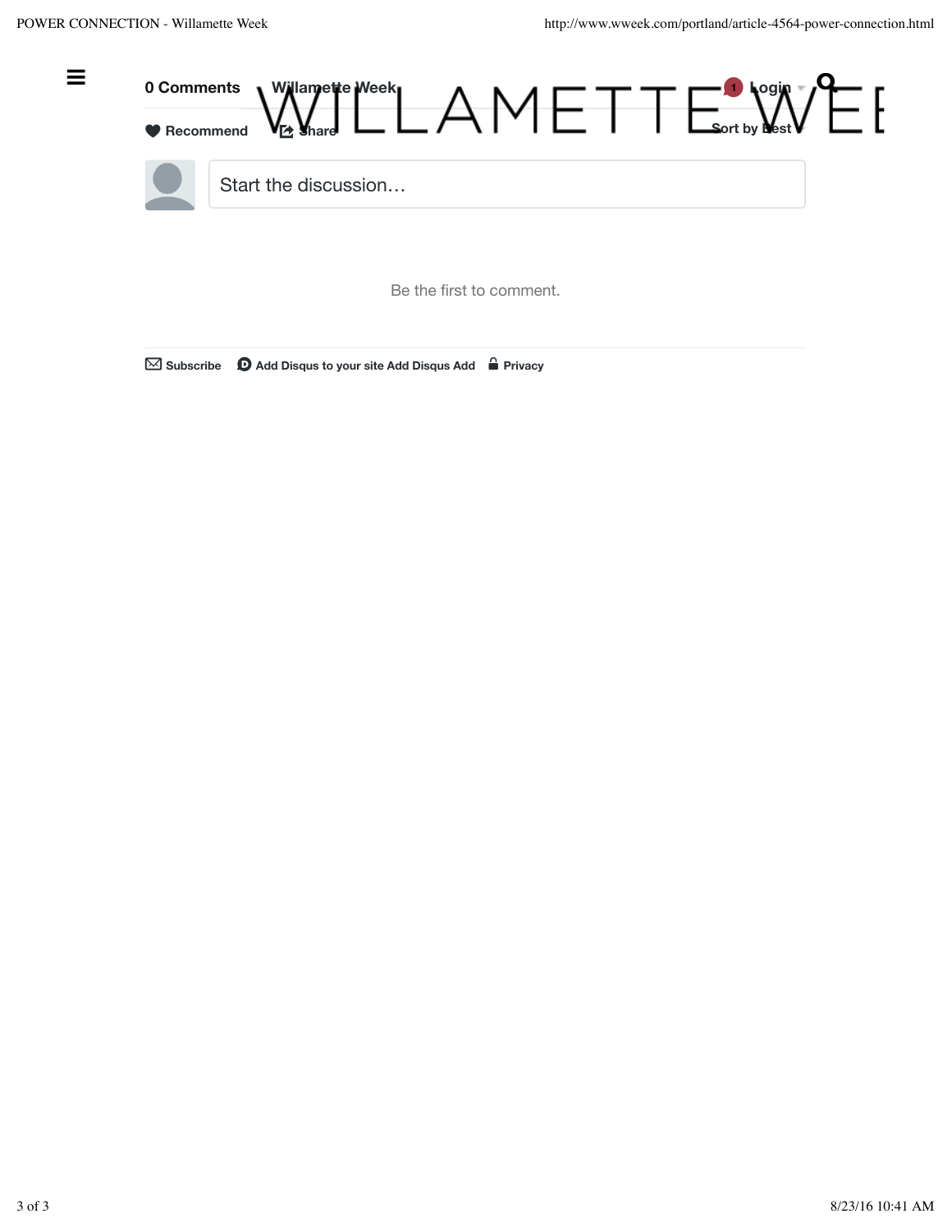0 Comments Willamette Week

1 Login

WILLAMETTE WEE

Recommend Share Sort by Best

Start the discussion…

Be the first to comment.

Subscribe Add Disqus to your site Add Disqus Add Privacy